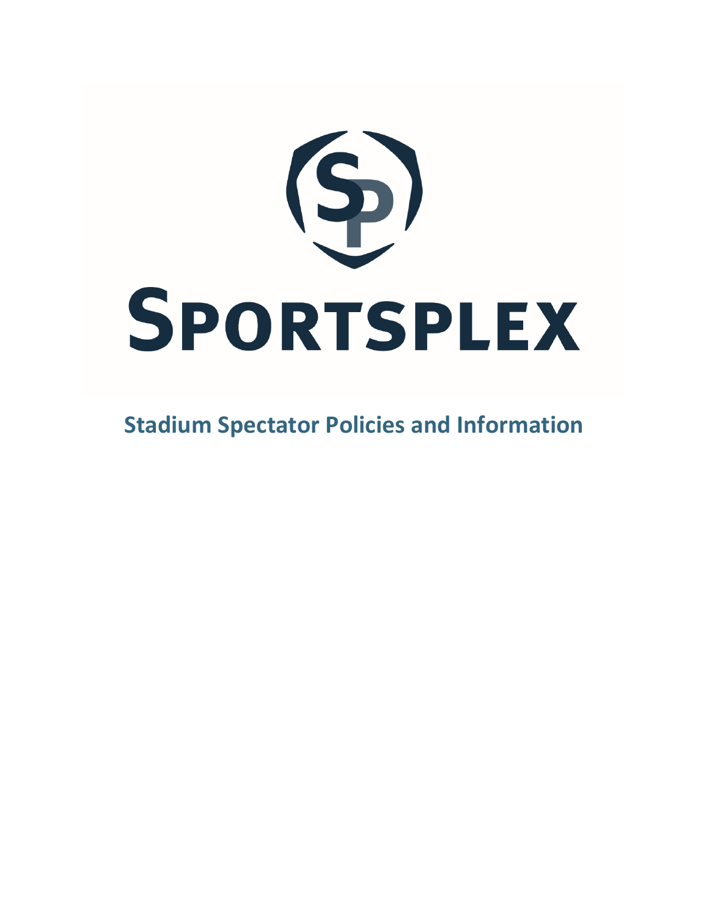# SPORTSPLEX

## Stadium Spectator Policies and Information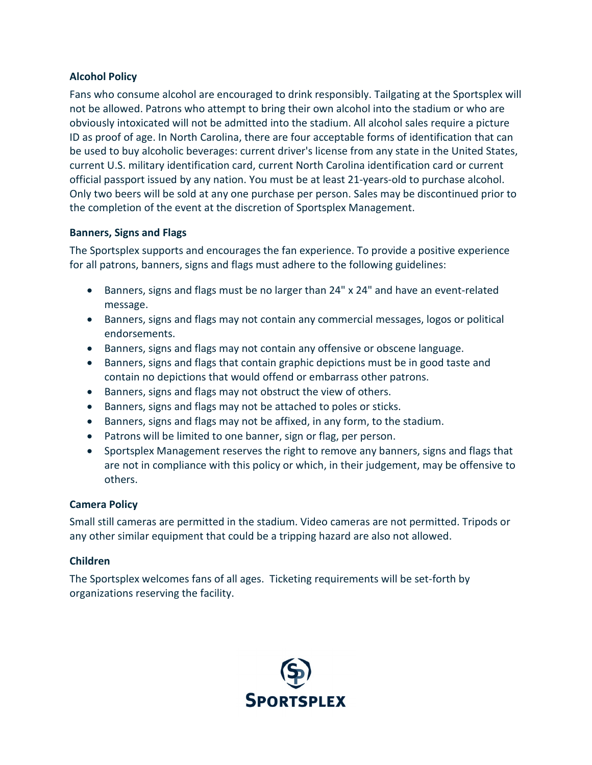**Alcohol Policy**

Fans who consume alcohol are encouraged to drink responsibly. Tailgating at the Sportsplex will not be allowed. Patrons who attempt to bring their own alcohol into the stadium or who are obviously intoxicated will not be admitted into the stadium. All alcohol sales require a picture ID as proof of age. In North Carolina, there are four acceptable forms of identification that can be used to buy alcoholic beverages: current driver's license from any state in the United States, current U.S. military identification card, current North Carolina identification card or current official passport issued by any nation. You must be at least 21-years-old to purchase alcohol. Only two beers will be sold at any one purchase per person. Sales may be discontinued prior to the completion of the event at the discretion of Sportsplex Management.

**Banners, Signs and Flags**

The Sportsplex supports and encourages the fan experience. To provide a positive experience for all patrons, banners, signs and flags must adhere to the following guidelines:

- Banners, signs and flags must be no larger than 24" x 24" and have an event-related message.
- Banners, signs and flags may not contain any commercial messages, logos or political endorsements.
- Banners, signs and flags may not contain any offensive or obscene language.
- Banners, signs and flags that contain graphic depictions must be in good taste and contain no depictions that would offend or embarrass other patrons.
- Banners, signs and flags may not obstruct the view of others.
- Banners, signs and flags may not be attached to poles or sticks.
- Banners, signs and flags may not be affixed, in any form, to the stadium.
- Patrons will be limited to one banner, sign or flag, per person.
- Sportsplex Management reserves the right to remove any banners, signs and flags that are not in compliance with this policy or which, in their judgement, may be offensive to others.

**Camera Policy**

Small still cameras are permitted in the stadium. Video cameras are not permitted. Tripods or any other similar equipment that could be a tripping hazard are also not allowed.

**Children**

The Sportsplex welcomes fans of all ages. Ticketing requirements will be set-forth by organizations reserving the facility.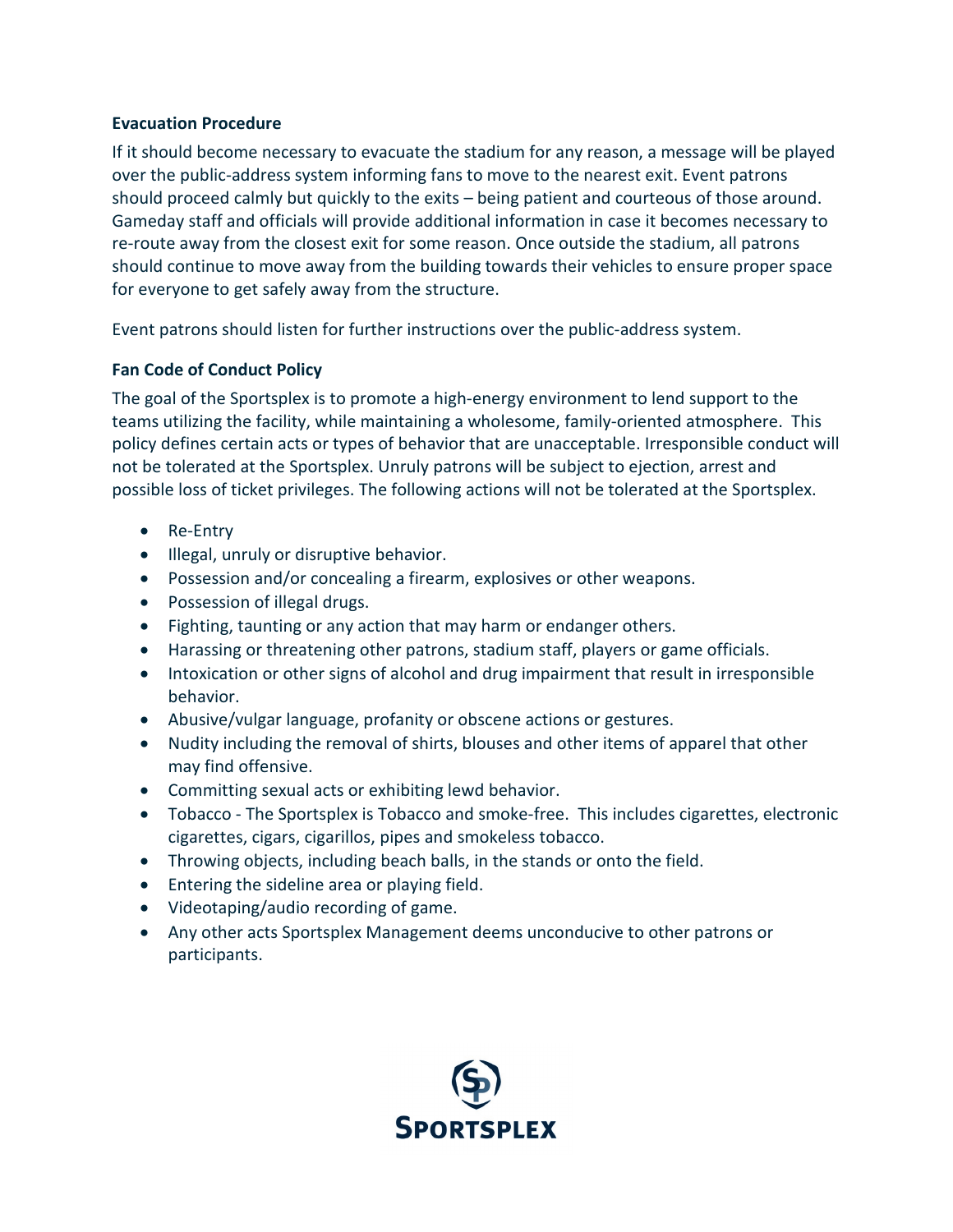**Evacuation Procedure**

If it should become necessary to evacuate the stadium for any reason, a message will be played over the public-address system informing fans to move to the nearest exit. Event patrons should proceed calmly but quickly to the exits – being patient and courteous of those around. Gameday staff and officials will provide additional information in case it becomes necessary to re-route away from the closest exit for some reason. Once outside the stadium, all patrons should continue to move away from the building towards their vehicles to ensure proper space for everyone to get safely away from the structure.

Event patrons should listen for further instructions over the public-address system.

**Fan Code of Conduct Policy**

The goal of the Sportsplex is to promote a high-energy environment to lend support to the teams utilizing the facility, while maintaining a wholesome, family-oriented atmosphere. This policy defines certain acts or types of behavior that are unacceptable. Irresponsible conduct will not be tolerated at the Sportsplex. Unruly patrons will be subject to ejection, arrest and possible loss of ticket privileges. The following actions will not be tolerated at the Sportsplex.

- Re-Entry
- Illegal, unruly or disruptive behavior.
- Possession and/or concealing a firearm, explosives or other weapons.
- Possession of illegal drugs.
- Fighting, taunting or any action that may harm or endanger others.
- Harassing or threatening other patrons, stadium staff, players or game officials.
- Intoxication or other signs of alcohol and drug impairment that result in irresponsible behavior.
- Abusive/vulgar language, profanity or obscene actions or gestures.
- Nudity including the removal of shirts, blouses and other items of apparel that other may find offensive.
- Committing sexual acts or exhibiting lewd behavior.
- Tobacco - The Sportsplex is Tobacco and smoke-free. This includes cigarettes, electronic cigarettes, cigars, cigarillos, pipes and smokeless tobacco.
- Throwing objects, including beach balls, in the stands or onto the field.
- Entering the sideline area or playing field.
- Videotaping/audio recording of game.
- Any other acts Sportsplex Management deems unconducive to other patrons or participants.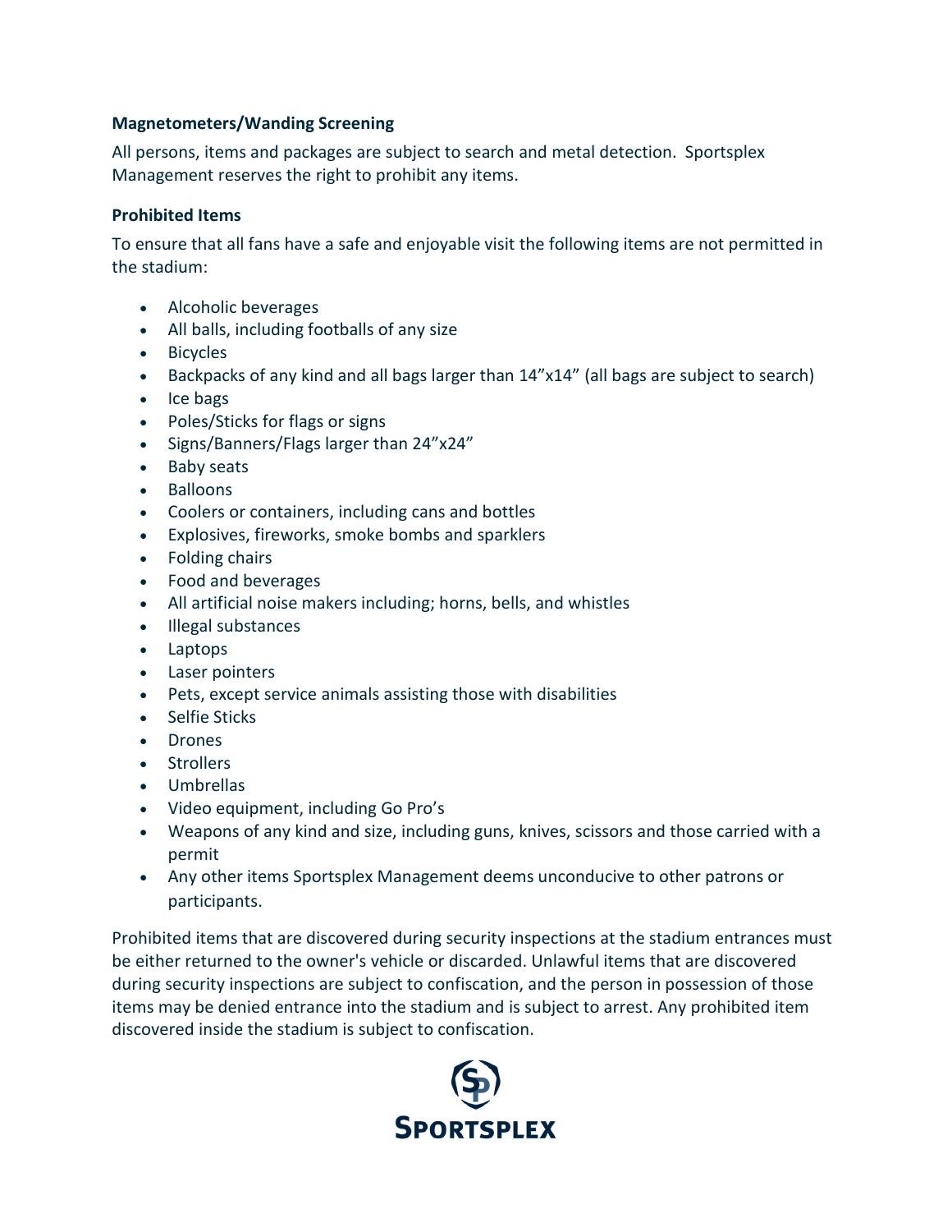**Magnetometers/Wanding Screening**

All persons, items and packages are subject to search and metal detection. Sportsplex Management reserves the right to prohibit any items.

**Prohibited Items**

To ensure that all fans have a safe and enjoyable visit the following items are not permitted in the stadium:

- Alcoholic beverages
- All balls, including footballs of any size
- Bicycles
- Backpacks of any kind and all bags larger than 14”x14” (all bags are subject to search)
- Ice bags
- Poles/Sticks for flags or signs
- Signs/Banners/Flags larger than 24”x24”
- Baby seats
- Balloons
- Coolers or containers, including cans and bottles
- Explosives, fireworks, smoke bombs and sparklers
- Folding chairs
- Food and beverages
- All artificial noise makers including; horns, bells, and whistles
- Illegal substances
- Laptops
- Laser pointers
- Pets, except service animals assisting those with disabilities
- Selfie Sticks
- Drones
- Strollers
- Umbrellas
- Video equipment, including Go Pro’s
- Weapons of any kind and size, including guns, knives, scissors and those carried with a permit
- Any other items Sportsplex Management deems unconducive to other patrons or participants.

Prohibited items that are discovered during security inspections at the stadium entrances must be either returned to the owner's vehicle or discarded. Unlawful items that are discovered during security inspections are subject to confiscation, and the person in possession of those items may be denied entrance into the stadium and is subject to arrest. Any prohibited item discovered inside the stadium is subject to confiscation.

SPORTSPLEX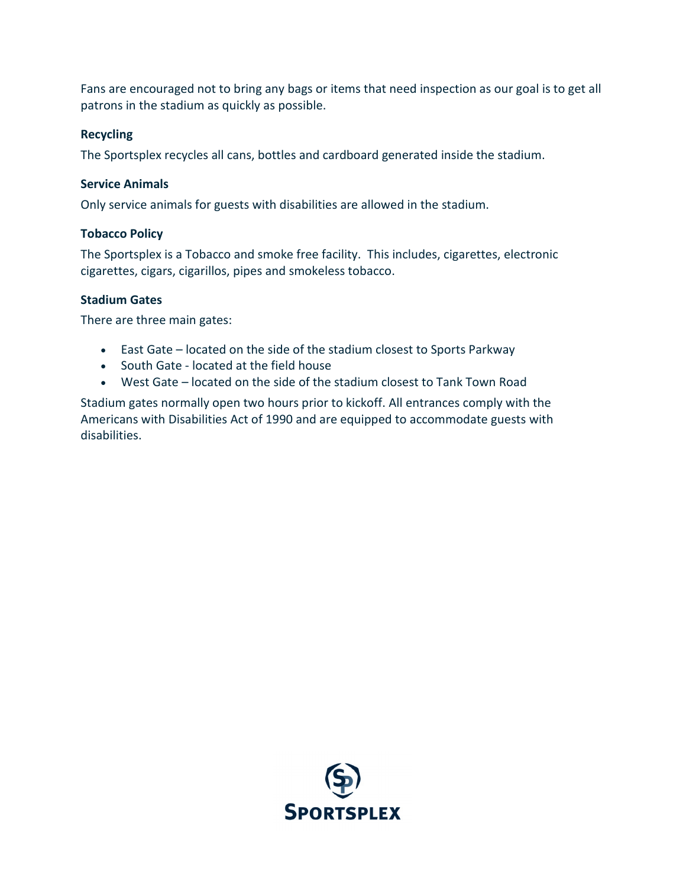Fans are encouraged not to bring any bags or items that need inspection as our goal is to get all patrons in the stadium as quickly as possible.

### Recycling

The Sportsplex recycles all cans, bottles and cardboard generated inside the stadium.

### Service Animals

Only service animals for guests with disabilities are allowed in the stadium.

### Tobacco Policy

The Sportsplex is a Tobacco and smoke free facility. This includes, cigarettes, electronic cigarettes, cigars, cigarillos, pipes and smokeless tobacco.

### Stadium Gates

There are three main gates:

- East Gate – located on the side of the stadium closest to Sports Parkway
- South Gate - located at the field house
- West Gate – located on the side of the stadium closest to Tank Town Road

Stadium gates normally open two hours prior to kickoff. All entrances comply with the Americans with Disabilities Act of 1990 and are equipped to accommodate guests with disabilities.